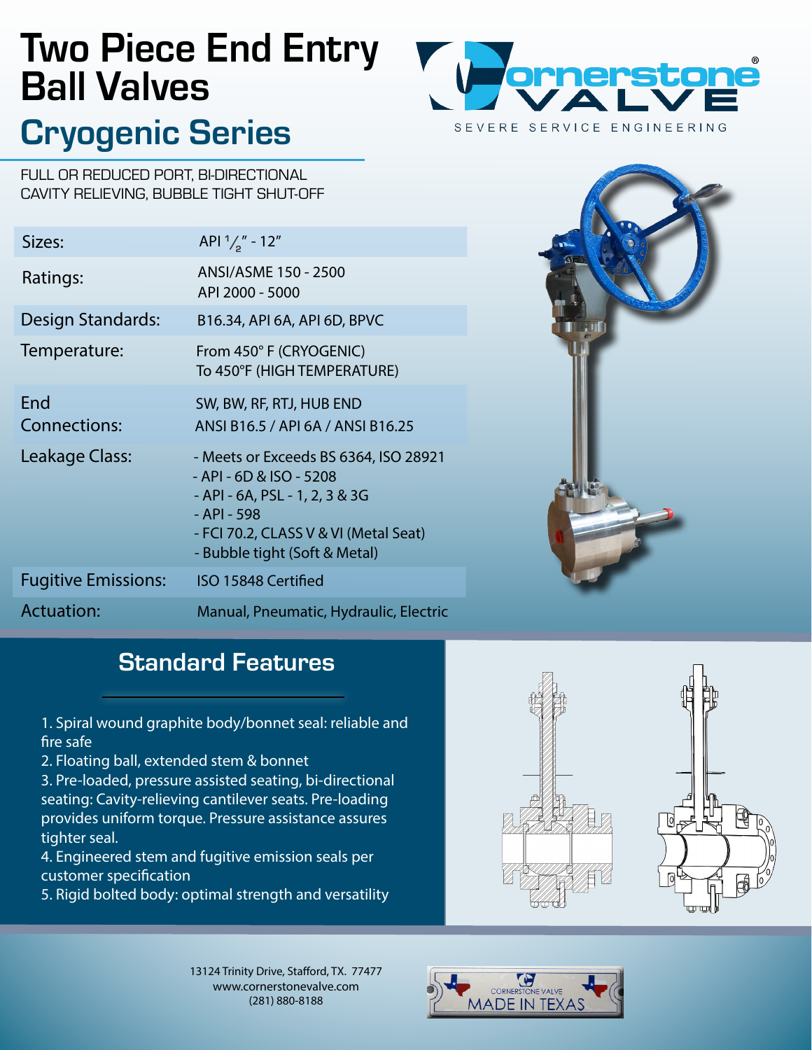# Two Piece End Entry Ball Valves

## Cryogenic Series

FULL OR REDUCED PORT, BI-DIRECTIONAL
CAVITY RELIEVING, BUBBLE TIGHT SHUT-OFF

| | |
|---|---|
| Sizes: | API $^{1}/_{2}$" - 12" |
| Ratings: | ANSI/ASME 150 - 2500<br>API 2000 - 5000 |
| Design Standards: | B16.34, API 6A, API 6D, BPVC |
| Temperature: | From 450° F (CRYOGENIC)<br>To 450°F (HIGH TEMPERATURE) |
| End Connections: | SW, BW, RF, RTJ, HUB END<br>ANSI B16.5 / API 6A / ANSI B16.25 |
| Leakage Class: | - Meets or Exceeds BS 6364, ISO 28921<br>- API - 6D & ISO - 5208<br>- API - 6A, PSL - 1, 2, 3 & 3G<br>- API - 598<br>- FCI 70.2, CLASS V & VI (Metal Seat)<br>- Bubble tight (Soft & Metal) |
| Fugitive Emissions: | ISO 15848 Certified |
| Actuation: | Manual, Pneumatic, Hydraulic, Electric |

## Standard Features

1. Spiral wound graphite body/bonnet seal: reliable and fire safe
2. Floating ball, extended stem & bonnet
3. Pre-loaded, pressure assisted seating, bi-directional seating: Cavity-relieving cantilever seats. Pre-loading provides uniform torque. Pressure assistance assures tighter seal.
4. Engineered stem and fugitive emission seals per customer specification
5. Rigid bolted body: optimal strength and versatility

13124 Trinity Drive, Stafford, TX. 77477
www.cornerstonevalve.com
(281) 880-8188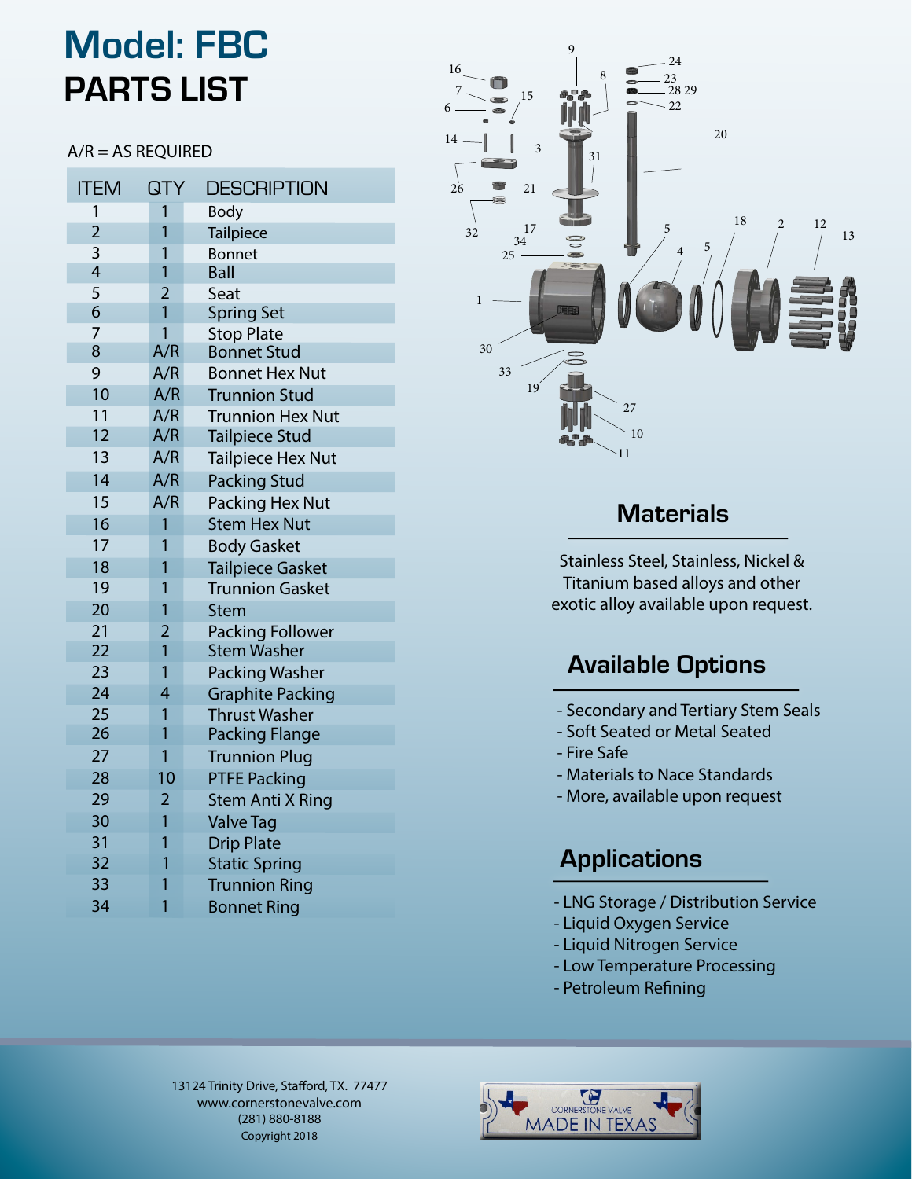# Model: FBC
## PARTS LIST

A/R = AS REQUIRED

| ITEM | QTY | DESCRIPTION |
|---|---|---|
| 1 | 1 | Body |
| 2 | 1 | Tailpiece |
| 3 | 1 | Bonnet |
| 4 | 1 | Ball |
| 5 | 2 | Seat |
| 6 | 1 | Spring Set |
| 7 | 1 | Stop Plate |
| 8 | A/R | Bonnet Stud |
| 9 | A/R | Bonnet Hex Nut |
| 10 | A/R | Trunnion Stud |
| 11 | A/R | Trunnion Hex Nut |
| 12 | A/R | Tailpiece Stud |
| 13 | A/R | Tailpiece Hex Nut |
| 14 | A/R | Packing Stud |
| 15 | A/R | Packing Hex Nut |
| 16 | 1 | Stem Hex Nut |
| 17 | 1 | Body Gasket |
| 18 | 1 | Tailpiece Gasket |
| 19 | 1 | Trunnion Gasket |
| 20 | 1 | Stem |
| 21 | 2 | Packing Follower |
| 22 | 1 | Stem Washer |
| 23 | 1 | Packing Washer |
| 24 | 4 | Graphite Packing |
| 25 | 1 | Thrust Washer |
| 26 | 1 | Packing Flange |
| 27 | 1 | Trunnion Plug |
| 28 | 10 | PTFE Packing |
| 29 | 2 | Stem Anti X Ring |
| 30 | 1 | Valve Tag |
| 31 | 1 | Drip Plate |
| 32 | 1 | Static Spring |
| 33 | 1 | Trunnion Ring |
| 34 | 1 | Bonnet Ring |

9
16
7
6
15
8
24
23
28 29
22
14
3
31
20
26
21
32
17
34
25
5
4
5
18
2
12
13
1
30
33
19
27
10
11

## Materials

Stainless Steel, Stainless, Nickel & Titanium based alloys and other exotic alloy available upon request.

## Available Options

- Secondary and Tertiary Stem Seals
- Soft Seated or Metal Seated
- Fire Safe
- Materials to Nace Standards
- More, available upon request

## Applications

- LNG Storage / Distribution Service
- Liquid Oxygen Service
- Liquid Nitrogen Service
- Low Temperature Processing
- Petroleum Refining

13124 Trinity Drive, Stafford, TX. 77477
www.cornerstonevalve.com
(281) 880-8188
Copyright 2018

CORNERSTONE VALVE
MADE IN TEXAS